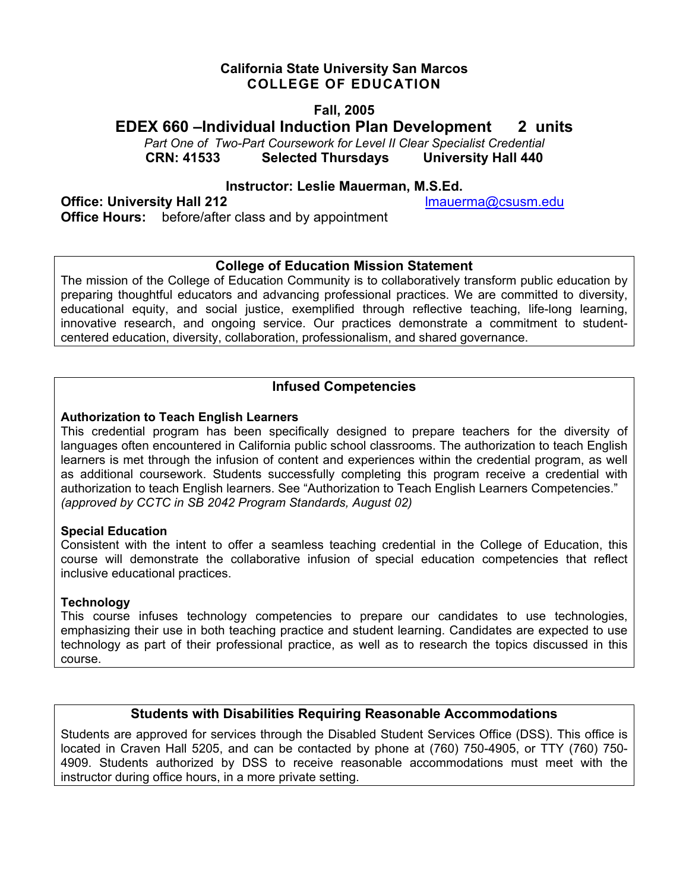**California State University San Marcos**
**COLLEGE OF EDUCATION**

**Fall, 2005**

# EDEX 660 –Individual Induction Plan Development 2 units

*Part One of Two-Part Coursework for Level II Clear Specialist Credential*

**CRN: 41533 Selected Thursdays University Hall 440**

**Instructor: Leslie Mauerman, M.S.Ed.**

**Office: University Hall 212** lmauerma@csusm.edu

**Office Hours:** before/after class and by appointment

## College of Education Mission Statement

The mission of the College of Education Community is to collaboratively transform public education by preparing thoughtful educators and advancing professional practices. We are committed to diversity, educational equity, and social justice, exemplified through reflective teaching, life-long learning, innovative research, and ongoing service. Our practices demonstrate a commitment to student-centered education, diversity, collaboration, professionalism, and shared governance.

## Infused Competencies

**Authorization to Teach English Learners**

This credential program has been specifically designed to prepare teachers for the diversity of languages often encountered in California public school classrooms. The authorization to teach English learners is met through the infusion of content and experiences within the credential program, as well as additional coursework. Students successfully completing this program receive a credential with authorization to teach English learners. See "Authorization to Teach English Learners Competencies."
*(approved by CCTC in SB 2042 Program Standards, August 02)*

**Special Education**

Consistent with the intent to offer a seamless teaching credential in the College of Education, this course will demonstrate the collaborative infusion of special education competencies that reflect inclusive educational practices.

**Technology**

This course infuses technology competencies to prepare our candidates to use technologies, emphasizing their use in both teaching practice and student learning. Candidates are expected to use technology as part of their professional practice, as well as to research the topics discussed in this course.

## Students with Disabilities Requiring Reasonable Accommodations

Students are approved for services through the Disabled Student Services Office (DSS). This office is located in Craven Hall 5205, and can be contacted by phone at (760) 750-4905, or TTY (760) 750-4909. Students authorized by DSS to receive reasonable accommodations must meet with the instructor during office hours, in a more private setting.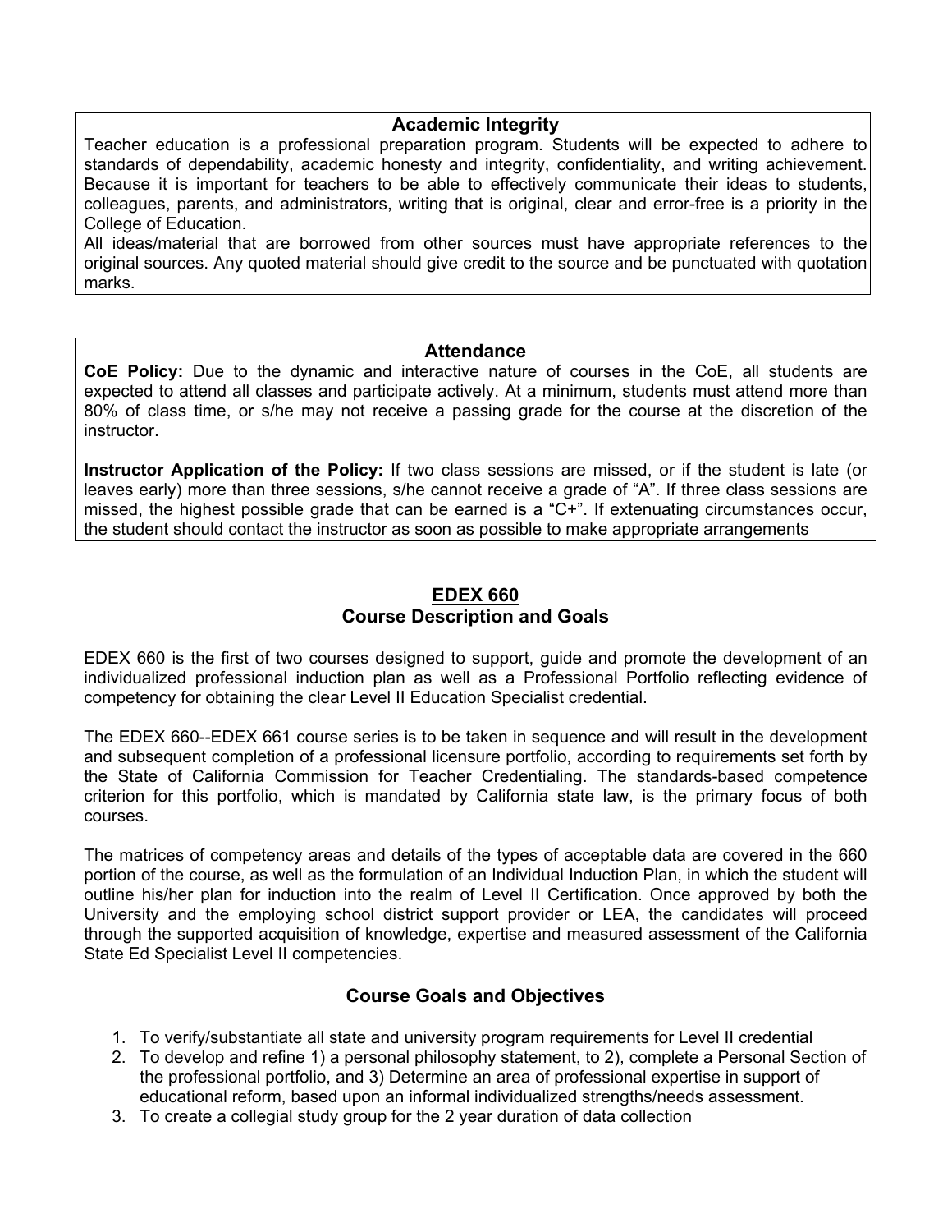### Academic Integrity

Teacher education is a professional preparation program. Students will be expected to adhere to standards of dependability, academic honesty and integrity, confidentiality, and writing achievement. Because it is important for teachers to be able to effectively communicate their ideas to students, colleagues, parents, and administrators, writing that is original, clear and error-free is a priority in the College of Education.

All ideas/material that are borrowed from other sources must have appropriate references to the original sources. Any quoted material should give credit to the source and be punctuated with quotation marks.

### Attendance

**CoE Policy:** Due to the dynamic and interactive nature of courses in the CoE, all students are expected to attend all classes and participate actively. At a minimum, students must attend more than 80% of class time, or s/he may not receive a passing grade for the course at the discretion of the instructor.

**Instructor Application of the Policy:** If two class sessions are missed, or if the student is late (or leaves early) more than three sessions, s/he cannot receive a grade of "A". If three class sessions are missed, the highest possible grade that can be earned is a "C+". If extenuating circumstances occur, the student should contact the instructor as soon as possible to make appropriate arrangements

## EDEX 660
## Course Description and Goals

EDEX 660 is the first of two courses designed to support, guide and promote the development of an individualized professional induction plan as well as a Professional Portfolio reflecting evidence of competency for obtaining the clear Level II Education Specialist credential.

The EDEX 660--EDEX 661 course series is to be taken in sequence and will result in the development and subsequent completion of a professional licensure portfolio, according to requirements set forth by the State of California Commission for Teacher Credentialing. The standards-based competence criterion for this portfolio, which is mandated by California state law, is the primary focus of both courses.

The matrices of competency areas and details of the types of acceptable data are covered in the 660 portion of the course, as well as the formulation of an Individual Induction Plan, in which the student will outline his/her plan for induction into the realm of Level II Certification. Once approved by both the University and the employing school district support provider or LEA, the candidates will proceed through the supported acquisition of knowledge, expertise and measured assessment of the California State Ed Specialist Level II competencies.

### Course Goals and Objectives

1. To verify/substantiate all state and university program requirements for Level II credential
2. To develop and refine 1) a personal philosophy statement, to 2), complete a Personal Section of the professional portfolio, and 3) Determine an area of professional expertise in support of educational reform, based upon an informal individualized strengths/needs assessment.
3. To create a collegial study group for the 2 year duration of data collection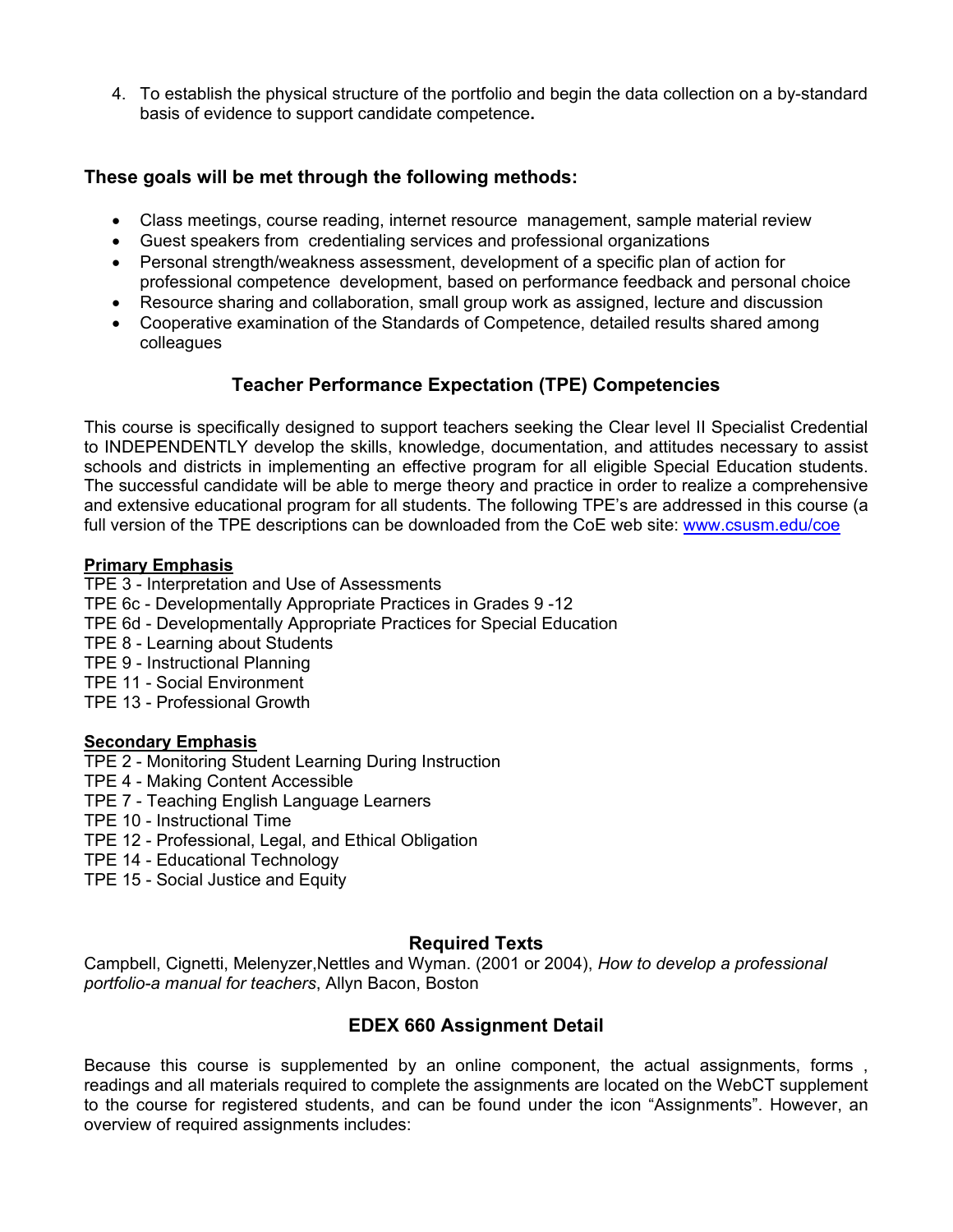4. To establish the physical structure of the portfolio and begin the data collection on a by-standard basis of evidence to support candidate competence**.**

### These goals will be met through the following methods:

- Class meetings, course reading, internet resource management, sample material review
- Guest speakers from credentialing services and professional organizations
- Personal strength/weakness assessment, development of a specific plan of action for professional competence development, based on performance feedback and personal choice
- Resource sharing and collaboration, small group work as assigned, lecture and discussion
- Cooperative examination of the Standards of Competence, detailed results shared among colleagues

## Teacher Performance Expectation (TPE) Competencies

This course is specifically designed to support teachers seeking the Clear level II Specialist Credential to INDEPENDENTLY develop the skills, knowledge, documentation, and attitudes necessary to assist schools and districts in implementing an effective program for all eligible Special Education students. The successful candidate will be able to merge theory and practice in order to realize a comprehensive and extensive educational program for all students. The following TPE's are addressed in this course (a full version of the TPE descriptions can be downloaded from the CoE web site: www.csusm.edu/coe

**Primary Emphasis**

TPE 3 - Interpretation and Use of Assessments
TPE 6c - Developmentally Appropriate Practices in Grades 9 -12
TPE 6d - Developmentally Appropriate Practices for Special Education
TPE 8 - Learning about Students
TPE 9 - Instructional Planning
TPE 11 - Social Environment
TPE 13 - Professional Growth

**Secondary Emphasis**

TPE 2 - Monitoring Student Learning During Instruction
TPE 4 - Making Content Accessible
TPE 7 - Teaching English Language Learners
TPE 10 - Instructional Time
TPE 12 - Professional, Legal, and Ethical Obligation
TPE 14 - Educational Technology
TPE 15 - Social Justice and Equity

## Required Texts

Campbell, Cignetti, Melenyzer,Nettles and Wyman. (2001 or 2004), *How to develop a professional portfolio-a manual for teachers*, Allyn Bacon, Boston

## EDEX 660 Assignment Detail

Because this course is supplemented by an online component, the actual assignments, forms , readings and all materials required to complete the assignments are located on the WebCT supplement to the course for registered students, and can be found under the icon "Assignments". However, an overview of required assignments includes: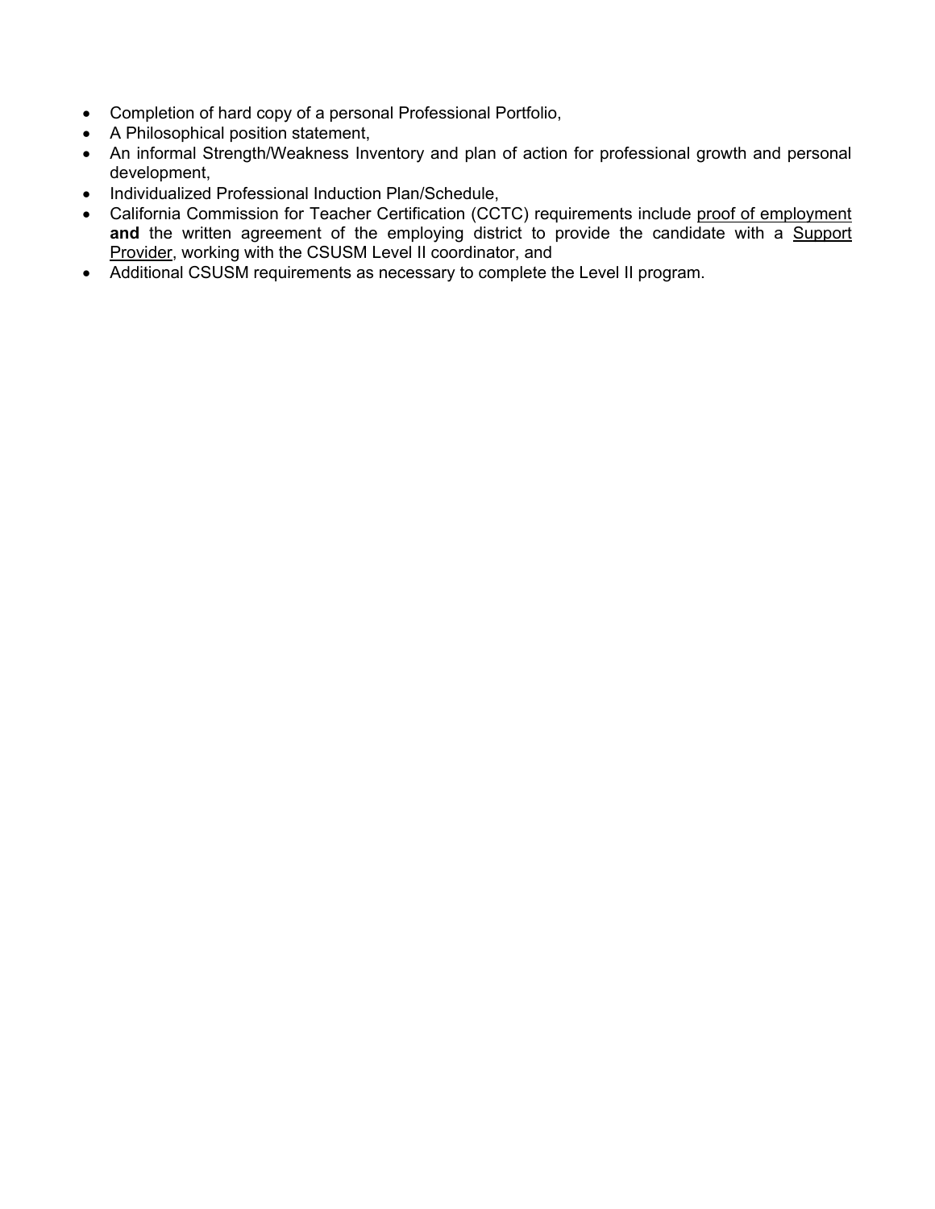- Completion of hard copy of a personal Professional Portfolio,
- A Philosophical position statement,
- An informal Strength/Weakness Inventory and plan of action for professional growth and personal development,
- Individualized Professional Induction Plan/Schedule,
- California Commission for Teacher Certification (CCTC) requirements include <u>proof of employment</u> **and** the written agreement of the employing district to provide the candidate with a <u>Support Provider</u>, working with the CSUSM Level II coordinator, and
- Additional CSUSM requirements as necessary to complete the Level II program.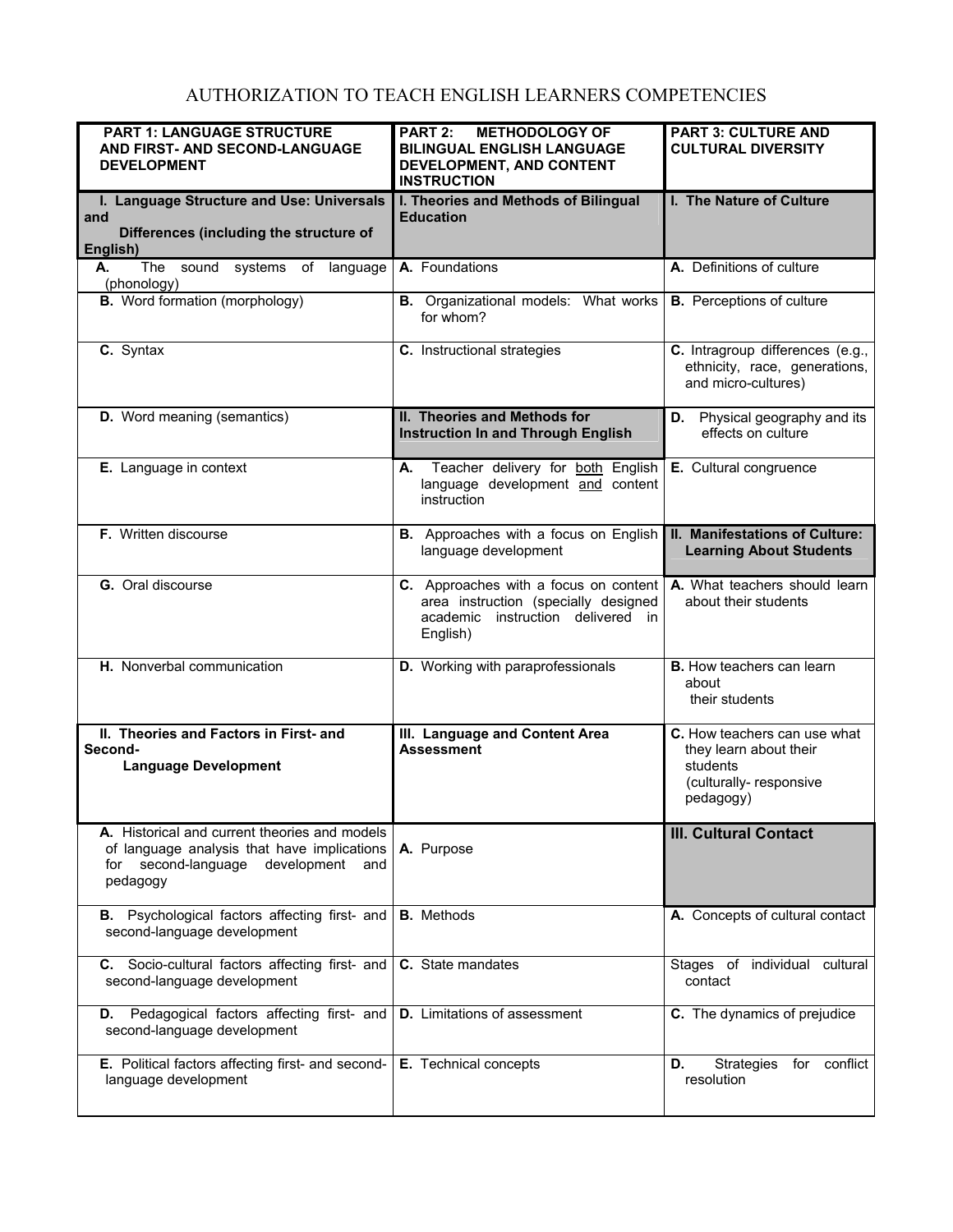# AUTHORIZATION TO TEACH ENGLISH LEARNERS COMPETENCIES

| **PART 1: LANGUAGE STRUCTURE AND FIRST- AND SECOND-LANGUAGE DEVELOPMENT** | **PART 2: METHODOLOGY OF BILINGUAL ENGLISH LANGUAGE DEVELOPMENT, AND CONTENT INSTRUCTION** | **PART 3: CULTURE AND CULTURAL DIVERSITY** |
|---|---|---|
| **I. Language Structure and Use: Universals and Differences (including the structure of English)** | **I. Theories and Methods of Bilingual Education** | **I. The Nature of Culture** |
| **A.** The sound systems of language (phonology) | **A.** Foundations | **A.** Definitions of culture |
| **B.** Word formation (morphology) | **B.** Organizational models: What works for whom? | **B.** Perceptions of culture |
| **C.** Syntax | **C.** Instructional strategies | **C.** Intragroup differences (e.g., ethnicity, race, generations, and micro-cultures) |
| **D.** Word meaning (semantics) | **II. Theories and Methods for Instruction In and Through English** | **D.** Physical geography and its effects on culture |
| **E.** Language in context | **A.** Teacher delivery for both English language development and content instruction | **E.** Cultural congruence |
| **F.** Written discourse | **B.** Approaches with a focus on English language development | **II. Manifestations of Culture: Learning About Students** |
| **G.** Oral discourse | **C.** Approaches with a focus on content area instruction (specially designed academic instruction delivered in English) | **A.** What teachers should learn about their students |
| **H.** Nonverbal communication | **D.** Working with paraprofessionals | **B.** How teachers can learn about their students |
| **II. Theories and Factors in First- and Second-Language Development** | **III. Language and Content Area Assessment** | **C.** How teachers can use what they learn about their students (culturally- responsive pedagogy) |
| **A.** Historical and current theories and models of language analysis that have implications for second-language development and pedagogy | **A.** Purpose | **III. Cultural Contact** |
| **B.** Psychological factors affecting first- and second-language development | **B.** Methods | **A.** Concepts of cultural contact |
| **C.** Socio-cultural factors affecting first- and second-language development | **C.** State mandates | Stages of individual cultural contact |
| **D.** Pedagogical factors affecting first- and second-language development | **D.** Limitations of assessment | **C.** The dynamics of prejudice |
| **E.** Political factors affecting first- and second-language development | **E.** Technical concepts | **D.** Strategies for conflict resolution |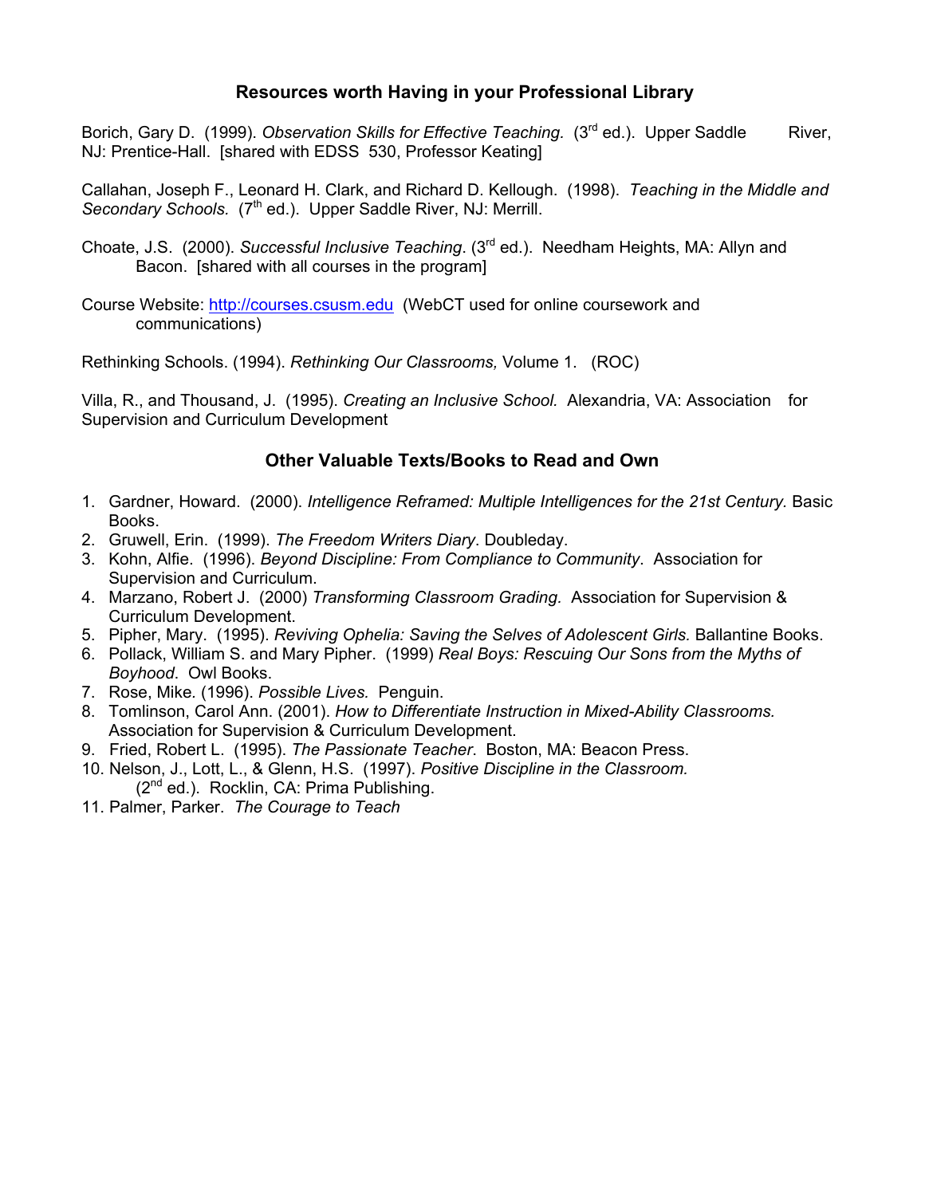## Resources worth Having in your Professional Library

Borich, Gary D. (1999). *Observation Skills for Effective Teaching.* (3rd ed.). Upper Saddle River, NJ: Prentice-Hall. [shared with EDSS 530, Professor Keating]

Callahan, Joseph F., Leonard H. Clark, and Richard D. Kellough. (1998). *Teaching in the Middle and Secondary Schools.* (7th ed.). Upper Saddle River, NJ: Merrill.

Choate, J.S. (2000). *Successful Inclusive Teaching*. (3rd ed.). Needham Heights, MA: Allyn and Bacon. [shared with all courses in the program]

Course Website: http://courses.csusm.edu (WebCT used for online coursework and communications)

Rethinking Schools. (1994). *Rethinking Our Classrooms,* Volume 1. (ROC)

Villa, R., and Thousand, J. (1995). *Creating an Inclusive School.* Alexandria, VA: Association for Supervision and Curriculum Development

## Other Valuable Texts/Books to Read and Own

1. Gardner, Howard. (2000). *Intelligence Reframed: Multiple Intelligences for the 21st Century.* Basic Books.
2. Gruwell, Erin. (1999). *The Freedom Writers Diary*. Doubleday.
3. Kohn, Alfie. (1996). *Beyond Discipline: From Compliance to Community*. Association for Supervision and Curriculum.
4. Marzano, Robert J. (2000) *Transforming Classroom Grading.* Association for Supervision & Curriculum Development.
5. Pipher, Mary. (1995). *Reviving Ophelia: Saving the Selves of Adolescent Girls.* Ballantine Books.
6. Pollack, William S. and Mary Pipher. (1999) *Real Boys: Rescuing Our Sons from the Myths of Boyhood*. Owl Books.
7. Rose, Mike. (1996). *Possible Lives.* Penguin.
8. Tomlinson, Carol Ann. (2001). *How to Differentiate Instruction in Mixed-Ability Classrooms.* Association for Supervision & Curriculum Development.
9. Fried, Robert L. (1995). *The Passionate Teacher*. Boston, MA: Beacon Press.
10. Nelson, J., Lott, L., & Glenn, H.S. (1997). *Positive Discipline in the Classroom.* (2nd ed.). Rocklin, CA: Prima Publishing.
11. Palmer, Parker. *The Courage to Teach*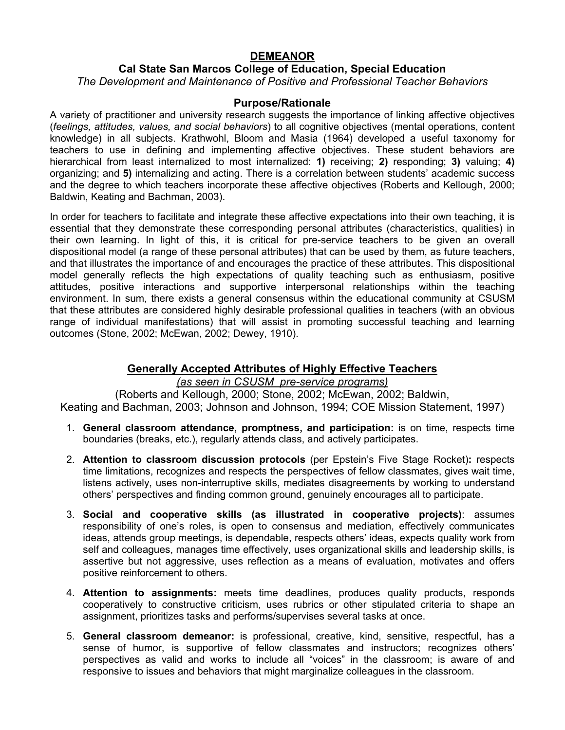# DEMEANOR

## Cal State San Marcos College of Education, Special Education

*The Development and Maintenance of Positive and Professional Teacher Behaviors*

### Purpose/Rationale

A variety of practitioner and university research suggests the importance of linking affective objectives (*feelings, attitudes, values, and social behaviors*) to all cognitive objectives (mental operations, content knowledge) in all subjects. Krathwohl, Bloom and Masia (1964) developed a useful taxonomy for teachers to use in defining and implementing affective objectives. These student behaviors are hierarchical from least internalized to most internalized: **1)** receiving; **2)** responding; **3)** valuing; **4)** organizing; and **5)** internalizing and acting. There is a correlation between students' academic success and the degree to which teachers incorporate these affective objectives (Roberts and Kellough, 2000; Baldwin, Keating and Bachman, 2003).

In order for teachers to facilitate and integrate these affective expectations into their own teaching, it is essential that they demonstrate these corresponding personal attributes (characteristics, qualities) in their own learning. In light of this, it is critical for pre-service teachers to be given an overall dispositional model (a range of these personal attributes) that can be used by them, as future teachers, and that illustrates the importance of and encourages the practice of these attributes. This dispositional model generally reflects the high expectations of quality teaching such as enthusiasm, positive attitudes, positive interactions and supportive interpersonal relationships within the teaching environment. In sum, there exists a general consensus within the educational community at CSUSM that these attributes are considered highly desirable professional qualities in teachers (with an obvious range of individual manifestations) that will assist in promoting successful teaching and learning outcomes (Stone, 2002; McEwan, 2002; Dewey, 1910).

### Generally Accepted Attributes of Highly Effective Teachers

*(as seen in CSUSM pre-service programs)*

(Roberts and Kellough, 2000; Stone, 2002; McEwan, 2002; Baldwin, Keating and Bachman, 2003; Johnson and Johnson, 1994; COE Mission Statement, 1997)

1. **General classroom attendance, promptness, and participation:** is on time, respects time boundaries (breaks, etc.), regularly attends class, and actively participates.
2. **Attention to classroom discussion protocols** (per Epstein's Five Stage Rocket)**:** respects time limitations, recognizes and respects the perspectives of fellow classmates, gives wait time, listens actively, uses non-interruptive skills, mediates disagreements by working to understand others' perspectives and finding common ground, genuinely encourages all to participate.
3. **Social and cooperative skills (as illustrated in cooperative projects)**: assumes responsibility of one's roles, is open to consensus and mediation, effectively communicates ideas, attends group meetings, is dependable, respects others' ideas, expects quality work from self and colleagues, manages time effectively, uses organizational skills and leadership skills, is assertive but not aggressive, uses reflection as a means of evaluation, motivates and offers positive reinforcement to others.
4. **Attention to assignments:** meets time deadlines, produces quality products, responds cooperatively to constructive criticism, uses rubrics or other stipulated criteria to shape an assignment, prioritizes tasks and performs/supervises several tasks at once.
5. **General classroom demeanor:** is professional, creative, kind, sensitive, respectful, has a sense of humor, is supportive of fellow classmates and instructors; recognizes others' perspectives as valid and works to include all "voices" in the classroom; is aware of and responsive to issues and behaviors that might marginalize colleagues in the classroom.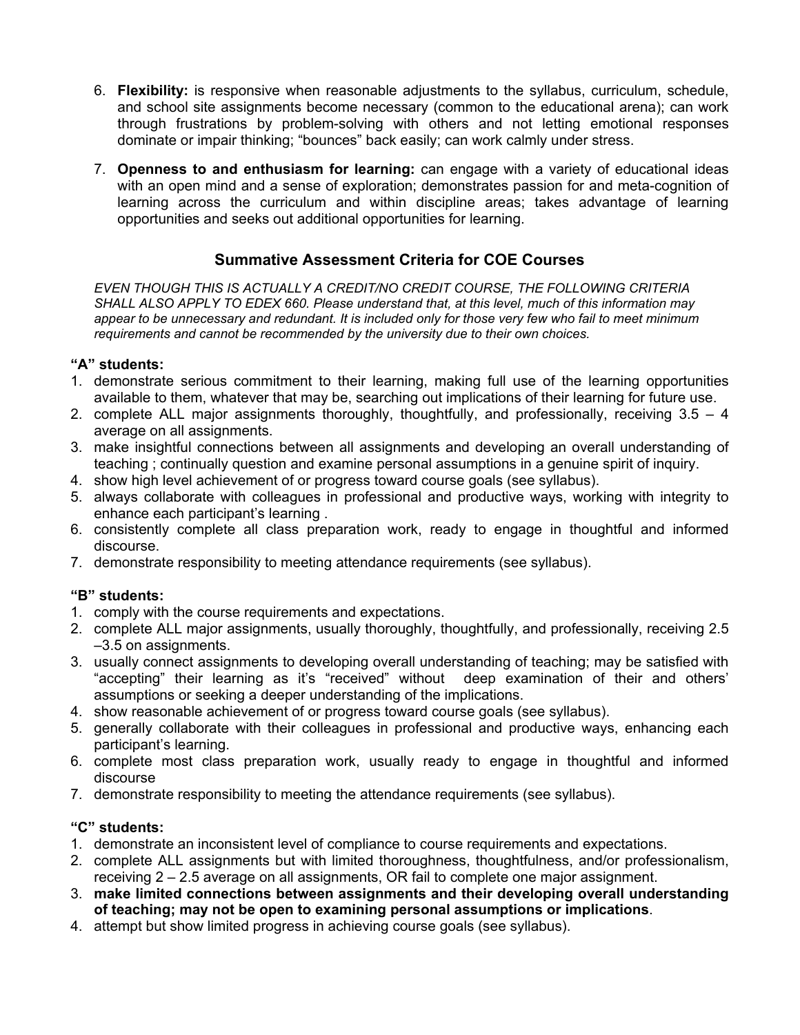6. **Flexibility:** is responsive when reasonable adjustments to the syllabus, curriculum, schedule, and school site assignments become necessary (common to the educational arena); can work through frustrations by problem-solving with others and not letting emotional responses dominate or impair thinking; "bounces" back easily; can work calmly under stress.

7. **Openness to and enthusiasm for learning:** can engage with a variety of educational ideas with an open mind and a sense of exploration; demonstrates passion for and meta-cognition of learning across the curriculum and within discipline areas; takes advantage of learning opportunities and seeks out additional opportunities for learning.

## Summative Assessment Criteria for COE Courses

*EVEN THOUGH THIS IS ACTUALLY A CREDIT/NO CREDIT COURSE, THE FOLLOWING CRITERIA SHALL ALSO APPLY TO EDEX 660. Please understand that, at this level, much of this information may appear to be unnecessary and redundant. It is included only for those very few who fail to meet minimum requirements and cannot be recommended by the university due to their own choices.*

**"A" students:**

1. demonstrate serious commitment to their learning, making full use of the learning opportunities available to them, whatever that may be, searching out implications of their learning for future use.
2. complete ALL major assignments thoroughly, thoughtfully, and professionally, receiving 3.5 – 4 average on all assignments.
3. make insightful connections between all assignments and developing an overall understanding of teaching ; continually question and examine personal assumptions in a genuine spirit of inquiry.
4. show high level achievement of or progress toward course goals (see syllabus).
5. always collaborate with colleagues in professional and productive ways, working with integrity to enhance each participant's learning .
6. consistently complete all class preparation work, ready to engage in thoughtful and informed discourse.
7. demonstrate responsibility to meeting attendance requirements (see syllabus).

**"B" students:**

1. comply with the course requirements and expectations.
2. complete ALL major assignments, usually thoroughly, thoughtfully, and professionally, receiving 2.5 –3.5 on assignments.
3. usually connect assignments to developing overall understanding of teaching; may be satisfied with "accepting" their learning as it's "received" without deep examination of their and others' assumptions or seeking a deeper understanding of the implications.
4. show reasonable achievement of or progress toward course goals (see syllabus).
5. generally collaborate with their colleagues in professional and productive ways, enhancing each participant's learning.
6. complete most class preparation work, usually ready to engage in thoughtful and informed discourse
7. demonstrate responsibility to meeting the attendance requirements (see syllabus).

**"C" students:**

1. demonstrate an inconsistent level of compliance to course requirements and expectations.
2. complete ALL assignments but with limited thoroughness, thoughtfulness, and/or professionalism, receiving 2 – 2.5 average on all assignments, OR fail to complete one major assignment.
3. **make limited connections between assignments and their developing overall understanding of teaching; may not be open to examining personal assumptions or implications**.
4. attempt but show limited progress in achieving course goals (see syllabus).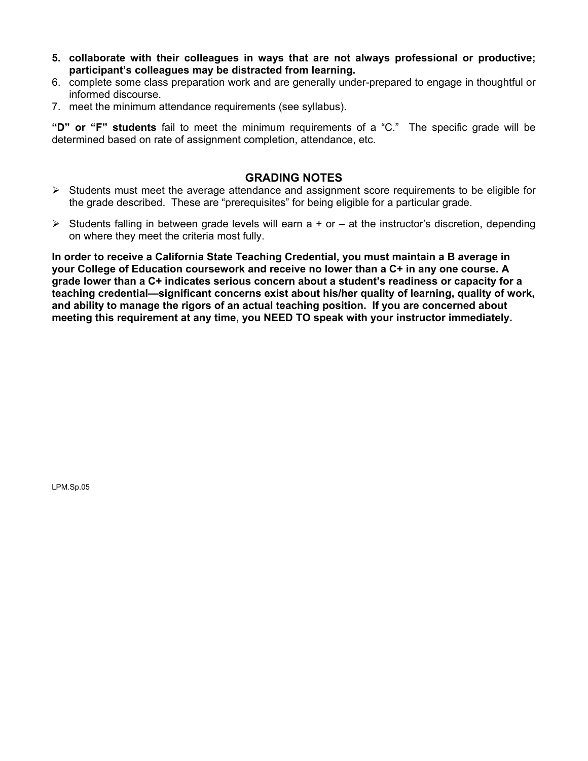5. **collaborate with their colleagues in ways that are not always professional or productive; participant's colleagues may be distracted from learning.**
6. complete some class preparation work and are generally under-prepared to engage in thoughtful or informed discourse.
7. meet the minimum attendance requirements (see syllabus).

**"D" or "F" students** fail to meet the minimum requirements of a "C." The specific grade will be determined based on rate of assignment completion, attendance, etc.

## GRADING NOTES

- Students must meet the average attendance and assignment score requirements to be eligible for the grade described. These are "prerequisites" for being eligible for a particular grade.
- Students falling in between grade levels will earn a + or – at the instructor's discretion, depending on where they meet the criteria most fully.

**In order to receive a California State Teaching Credential, you must maintain a B average in your College of Education coursework and receive no lower than a C+ in any one course. A grade lower than a C+ indicates serious concern about a student's readiness or capacity for a teaching credential—significant concerns exist about his/her quality of learning, quality of work, and ability to manage the rigors of an actual teaching position. If you are concerned about meeting this requirement at any time, you NEED TO speak with your instructor immediately.**

LPM.Sp.05